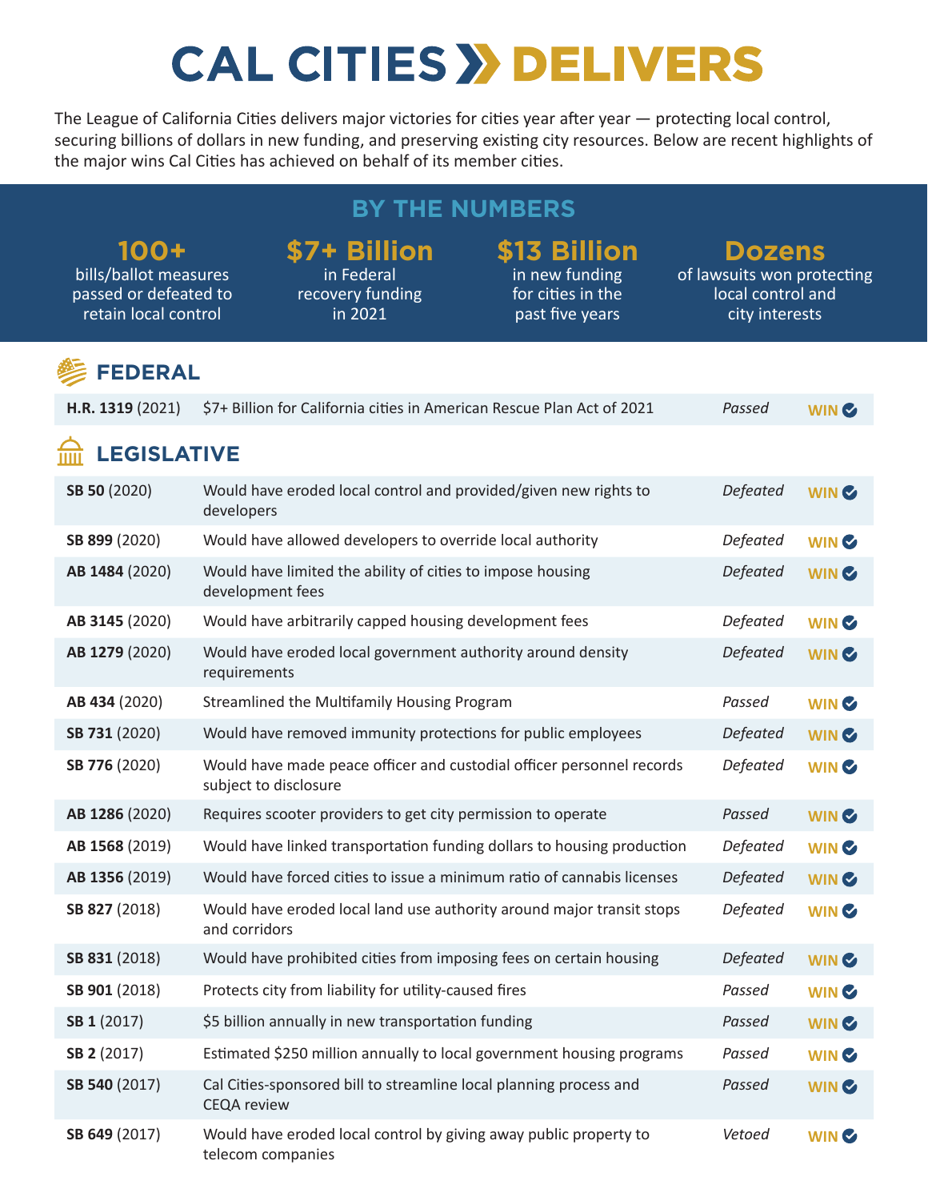# CAL CITIES » DELIVERS

The League of California Cities delivers major victories for cities year after year — protecting local control, securing billions of dollars in new funding, and preserving existing city resources. Below are recent highlights of the major wins Cal Cities has achieved on behalf of its member cities.

## BY THE NUMBERS

**100+**
bills/ballot measures passed or defeated to retain local control

**$7+ Billion**
in Federal recovery funding in 2021

**$13 Billion**
in new funding for cities in the past five years

**Dozens**
of lawsuits won protecting local control and city interests

## FEDERAL

| | | | |
|---|---|---|---|
| **H.R. 1319** (2021) | $7+ Billion for California cities in American Rescue Plan Act of 2021 | *Passed* | WIN ✔ |

## LEGISLATIVE

| | | | |
|---|---|---|---|
| **SB 50** (2020) | Would have eroded local control and provided/given new rights to developers | *Defeated* | WIN ✔ |
| **SB 899** (2020) | Would have allowed developers to override local authority | *Defeated* | WIN ✔ |
| **AB 1484** (2020) | Would have limited the ability of cities to impose housing development fees | *Defeated* | WIN ✔ |
| **AB 3145** (2020) | Would have arbitrarily capped housing development fees | *Defeated* | WIN ✔ |
| **AB 1279** (2020) | Would have eroded local government authority around density requirements | *Defeated* | WIN ✔ |
| **AB 434** (2020) | Streamlined the Multifamily Housing Program | *Passed* | WIN ✔ |
| **SB 731** (2020) | Would have removed immunity protections for public employees | *Defeated* | WIN ✔ |
| **SB 776** (2020) | Would have made peace officer and custodial officer personnel records subject to disclosure | *Defeated* | WIN ✔ |
| **AB 1286** (2020) | Requires scooter providers to get city permission to operate | *Passed* | WIN ✔ |
| **AB 1568** (2019) | Would have linked transportation funding dollars to housing production | *Defeated* | WIN ✔ |
| **AB 1356** (2019) | Would have forced cities to issue a minimum ratio of cannabis licenses | *Defeated* | WIN ✔ |
| **SB 827** (2018) | Would have eroded local land use authority around major transit stops and corridors | *Defeated* | WIN ✔ |
| **SB 831** (2018) | Would have prohibited cities from imposing fees on certain housing | *Defeated* | WIN ✔ |
| **SB 901** (2018) | Protects city from liability for utility-caused fires | *Passed* | WIN ✔ |
| **SB 1** (2017) | $5 billion annually in new transportation funding | *Passed* | WIN ✔ |
| **SB 2** (2017) | Estimated $250 million annually to local government housing programs | *Passed* | WIN ✔ |
| **SB 540** (2017) | Cal Cities-sponsored bill to streamline local planning process and CEQA review | *Passed* | WIN ✔ |
| **SB 649** (2017) | Would have eroded local control by giving away public property to telecom companies | *Vetoed* | WIN ✔ |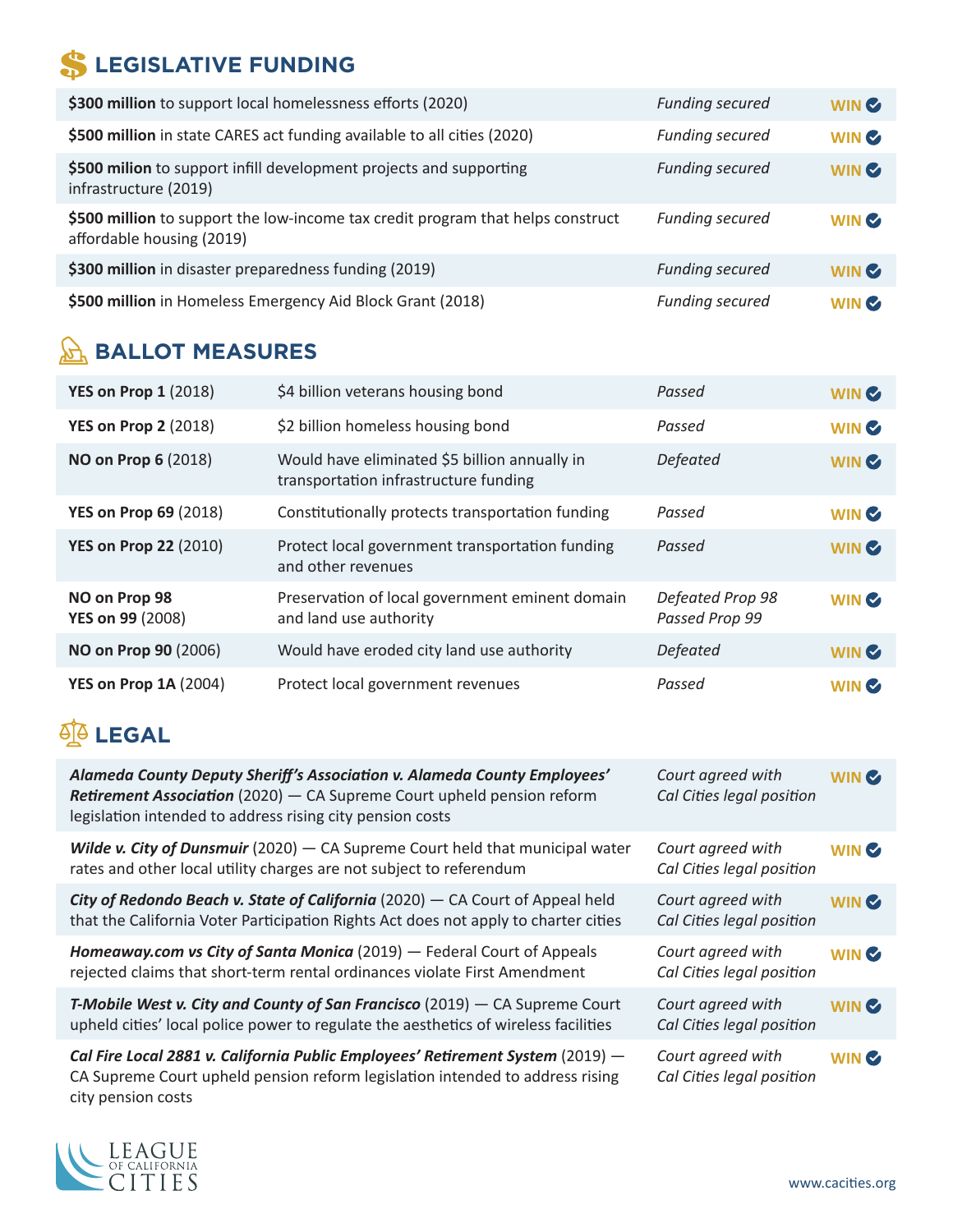## LEGISLATIVE FUNDING

| | | |
|---|---|---|
| **$300 million** to support local homelessness efforts (2020) | *Funding secured* | WIN ✔ |
| **$500 million** in state CARES act funding available to all cities (2020) | *Funding secured* | WIN ✔ |
| **$500 milion** to support infill development projects and supporting infrastructure (2019) | *Funding secured* | WIN ✔ |
| **$500 million** to support the low-income tax credit program that helps construct affordable housing (2019) | *Funding secured* | WIN ✔ |
| **$300 million** in disaster preparedness funding (2019) | *Funding secured* | WIN ✔ |
| **$500 million** in Homeless Emergency Aid Block Grant (2018) | *Funding secured* | WIN ✔ |

## BALLOT MEASURES

| | | | |
|---|---|---|---|
| **YES on Prop 1** (2018) | $4 billion veterans housing bond | *Passed* | WIN ✔ |
| **YES on Prop 2** (2018) | $2 billion homeless housing bond | *Passed* | WIN ✔ |
| **NO on Prop 6** (2018) | Would have eliminated $5 billion annually in transportation infrastructure funding | *Defeated* | WIN ✔ |
| **YES on Prop 69** (2018) | Constitutionally protects transportation funding | *Passed* | WIN ✔ |
| **YES on Prop 22** (2010) | Protect local government transportation funding and other revenues | *Passed* | WIN ✔ |
| **NO on Prop 98** **YES on 99** (2008) | Preservation of local government eminent domain and land use authority | *Defeated Prop 98* *Passed Prop 99* | WIN ✔ |
| **NO on Prop 90** (2006) | Would have eroded city land use authority | *Defeated* | WIN ✔ |
| **YES on Prop 1A** (2004) | Protect local government revenues | *Passed* | WIN ✔ |

## LEGAL

| | | |
|---|---|---|
| ***Alameda County Deputy Sheriff's Association v. Alameda County Employees' Retirement Association*** (2020) — CA Supreme Court upheld pension reform legislation intended to address rising city pension costs | *Court agreed with Cal Cities legal position* | WIN ✔ |
| ***Wilde v. City of Dunsmuir*** (2020) — CA Supreme Court held that municipal water rates and other local utility charges are not subject to referendum | *Court agreed with Cal Cities legal position* | WIN ✔ |
| ***City of Redondo Beach v. State of California*** (2020) — CA Court of Appeal held that the California Voter Participation Rights Act does not apply to charter cities | *Court agreed with Cal Cities legal position* | WIN ✔ |
| ***Homeaway.com vs City of Santa Monica*** (2019) — Federal Court of Appeals rejected claims that short-term rental ordinances violate First Amendment | *Court agreed with Cal Cities legal position* | WIN ✔ |
| ***T-Mobile West v. City and County of San Francisco*** (2019) — CA Supreme Court upheld cities' local police power to regulate the aesthetics of wireless facilities | *Court agreed with Cal Cities legal position* | WIN ✔ |
| ***Cal Fire Local 2881 v. California Public Employees' Retirement System*** (2019) — CA Supreme Court upheld pension reform legislation intended to address rising city pension costs | *Court agreed with Cal Cities legal position* | WIN ✔ |

LEAGUE OF CALIFORNIA CITIES

www.cacities.org